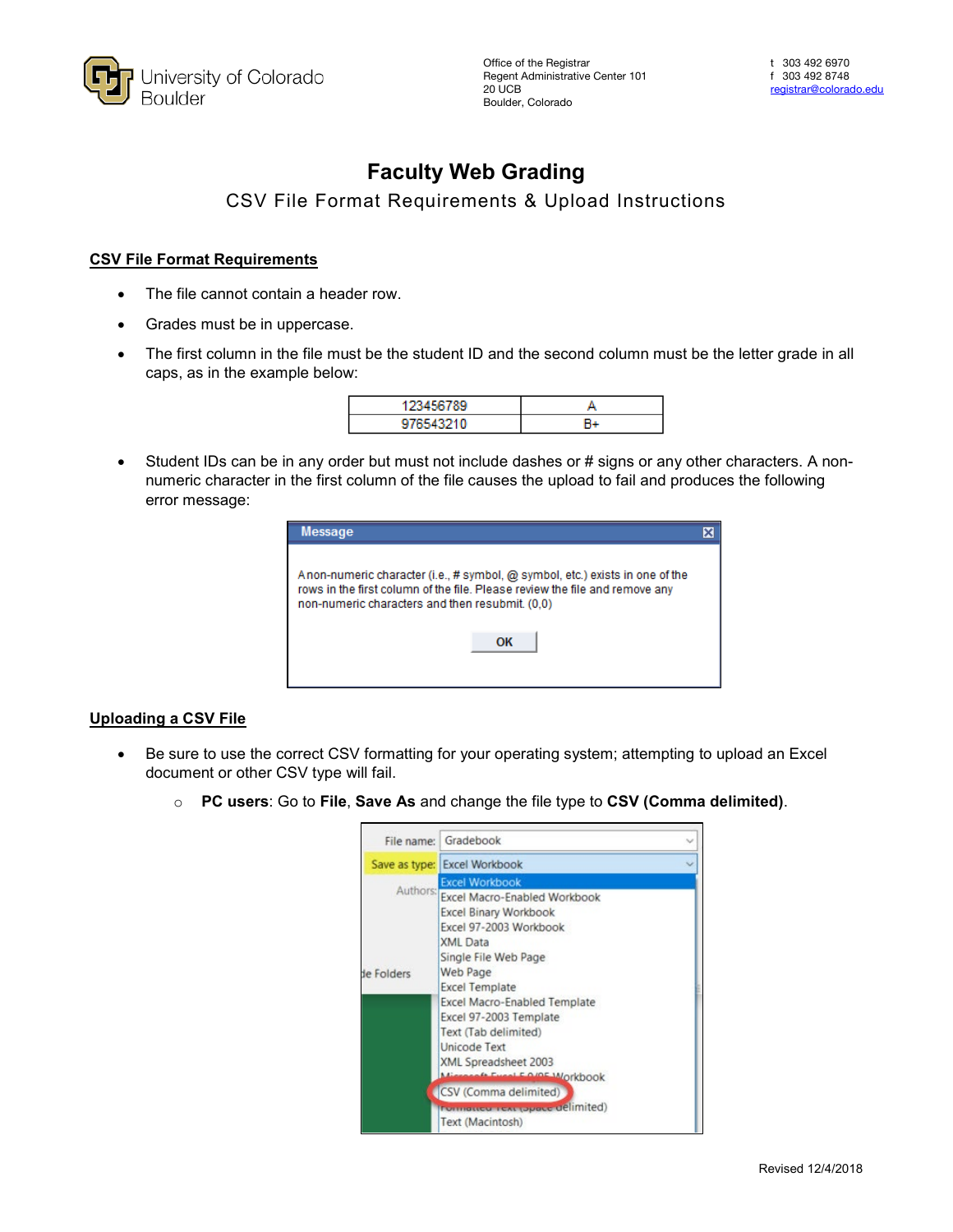University of Colorado Boulder

Office of the Registrar
Regent Administrative Center 101
20 UCB
Boulder, Colorado

t 303 492 6970
f 303 492 8748
registrar@colorado.edu

# Faculty Web Grading

## CSV File Format Requirements & Upload Instructions

### CSV File Format Requirements

- The file cannot contain a header row.
- Grades must be in uppercase.
- The first column in the file must be the student ID and the second column must be the letter grade in all caps, as in the example below:

| 123456789 | A |
|---|---|
| 976543210 | B+ |

- Student IDs can be in any order but must not include dashes or # signs or any other characters. A non-numeric character in the first column of the file causes the upload to fail and produces the following error message:

> **Message**
>
> A non-numeric character (i.e., # symbol, @ symbol, etc.) exists in one of the rows in the first column of the file. Please review the file and remove any non-numeric characters and then resubmit. (0,0)
>
> OK

### Uploading a CSV File

- Be sure to use the correct CSV formatting for your operating system; attempting to upload an Excel document or other CSV type will fail.
  - **PC users**: Go to **File**, **Save As** and change the file type to **CSV (Comma delimited)**.

File name: Gradebook
Save as type: Excel Workbook

Excel Workbook
Excel Macro-Enabled Workbook
Excel Binary Workbook
Excel 97-2003 Workbook
XML Data
Single File Web Page
Web Page
Excel Template
Excel Macro-Enabled Template
Excel 97-2003 Template
Text (Tab delimited)
Unicode Text
XML Spreadsheet 2003
Microsoft Excel 5.0/95 Workbook
CSV (Comma delimited)
Formatted Text (Space delimited)
Text (Macintosh)

Revised 12/4/2018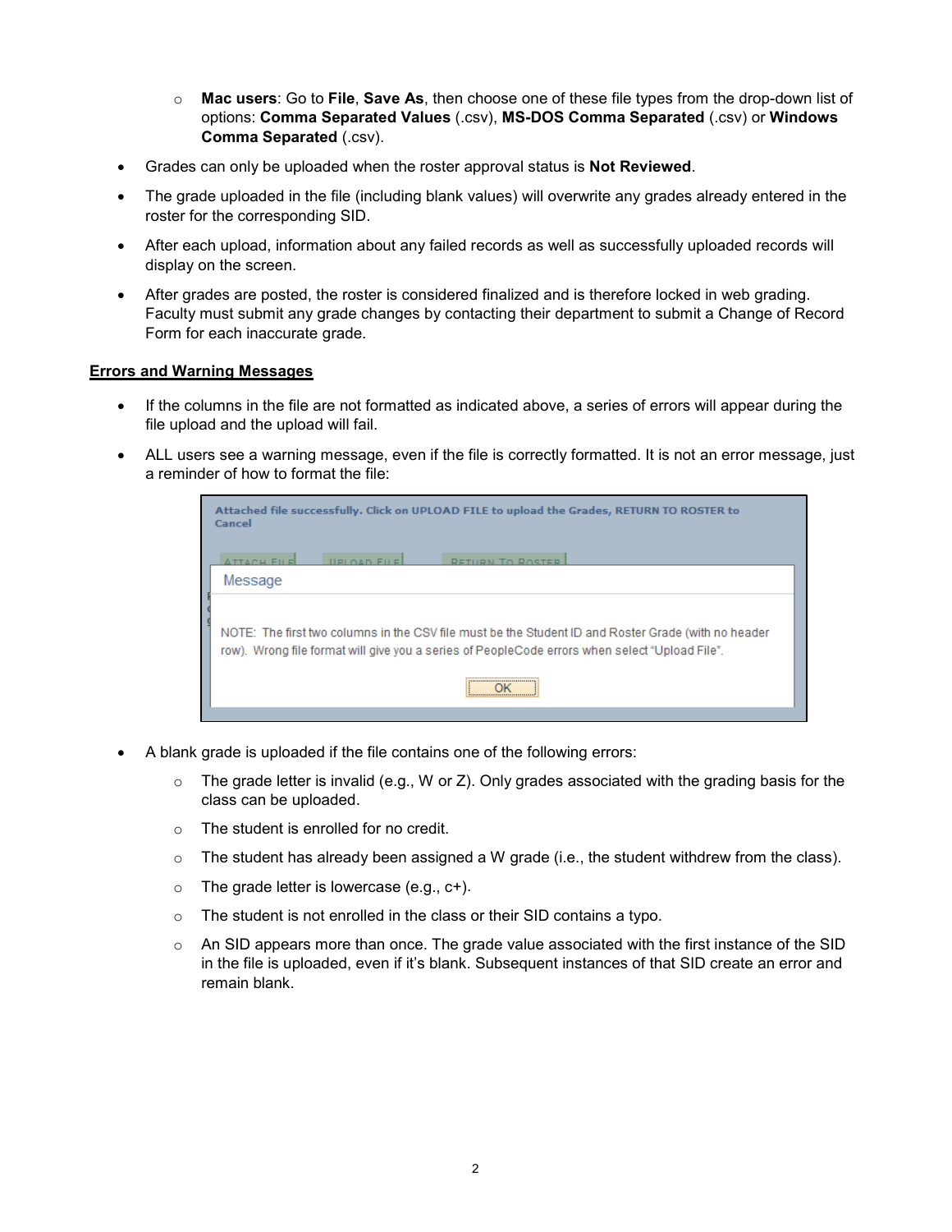- **Mac users**: Go to **File**, **Save As**, then choose one of these file types from the drop-down list of options: **Comma Separated Values** (.csv), **MS-DOS Comma Separated** (.csv) or **Windows Comma Separated** (.csv).

- Grades can only be uploaded when the roster approval status is **Not Reviewed**.
- The grade uploaded in the file (including blank values) will overwrite any grades already entered in the roster for the corresponding SID.
- After each upload, information about any failed records as well as successfully uploaded records will display on the screen.
- After grades are posted, the roster is considered finalized and is therefore locked in web grading. Faculty must submit any grade changes by contacting their department to submit a Change of Record Form for each inaccurate grade.

**Errors and Warning Messages**

- If the columns in the file are not formatted as indicated above, a series of errors will appear during the file upload and the upload will fail.
- ALL users see a warning message, even if the file is correctly formatted. It is not an error message, just a reminder of how to format the file:

> Attached file successfully. Click on UPLOAD FILE to upload the Grades, RETURN TO ROSTER to Cancel
>
> ATTACH FILE | UPLOAD FILE | RETURN TO ROSTER
>
> Message
>
> NOTE: The first two columns in the CSV file must be the Student ID and Roster Grade (with no header row). Wrong file format will give you a series of PeopleCode errors when select "Upload File".
>
> OK

- A blank grade is uploaded if the file contains one of the following errors:
  - The grade letter is invalid (e.g., W or Z). Only grades associated with the grading basis for the class can be uploaded.
  - The student is enrolled for no credit.
  - The student has already been assigned a W grade (i.e., the student withdrew from the class).
  - The grade letter is lowercase (e.g., c+).
  - The student is not enrolled in the class or their SID contains a typo.
  - An SID appears more than once. The grade value associated with the first instance of the SID in the file is uploaded, even if it's blank. Subsequent instances of that SID create an error and remain blank.